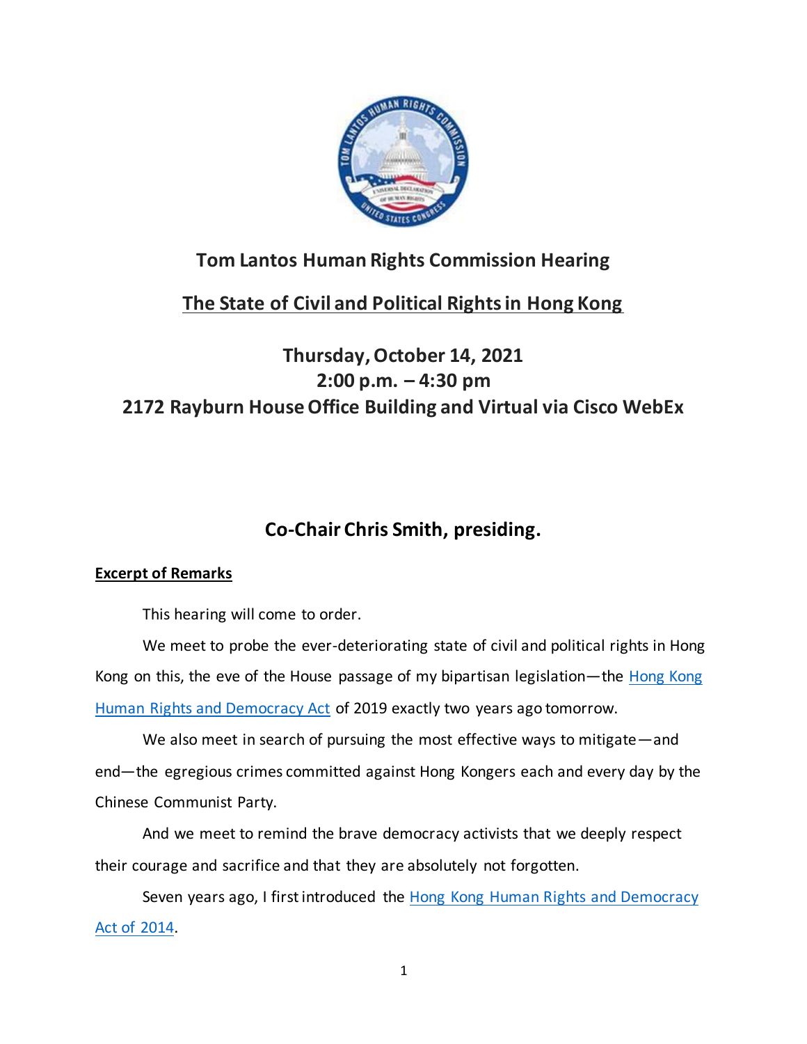# Tom Lantos Human Rights Commission Hearing

## The State of Civil and Political Rights in Hong Kong

### Thursday, October 14, 2021
### 2:00 p.m. – 4:30 pm
### 2172 Rayburn House Office Building and Virtual via Cisco WebEx

### Co-Chair Chris Smith, presiding.

**Excerpt of Remarks**

This hearing will come to order.

We meet to probe the ever-deteriorating state of civil and political rights in Hong Kong on this, the eve of the House passage of my bipartisan legislation—the Hong Kong Human Rights and Democracy Act of 2019 exactly two years ago tomorrow.

We also meet in search of pursuing the most effective ways to mitigate—and end—the egregious crimes committed against Hong Kongers each and every day by the Chinese Communist Party.

And we meet to remind the brave democracy activists that we deeply respect their courage and sacrifice and that they are absolutely not forgotten.

Seven years ago, I first introduced the Hong Kong Human Rights and Democracy Act of 2014.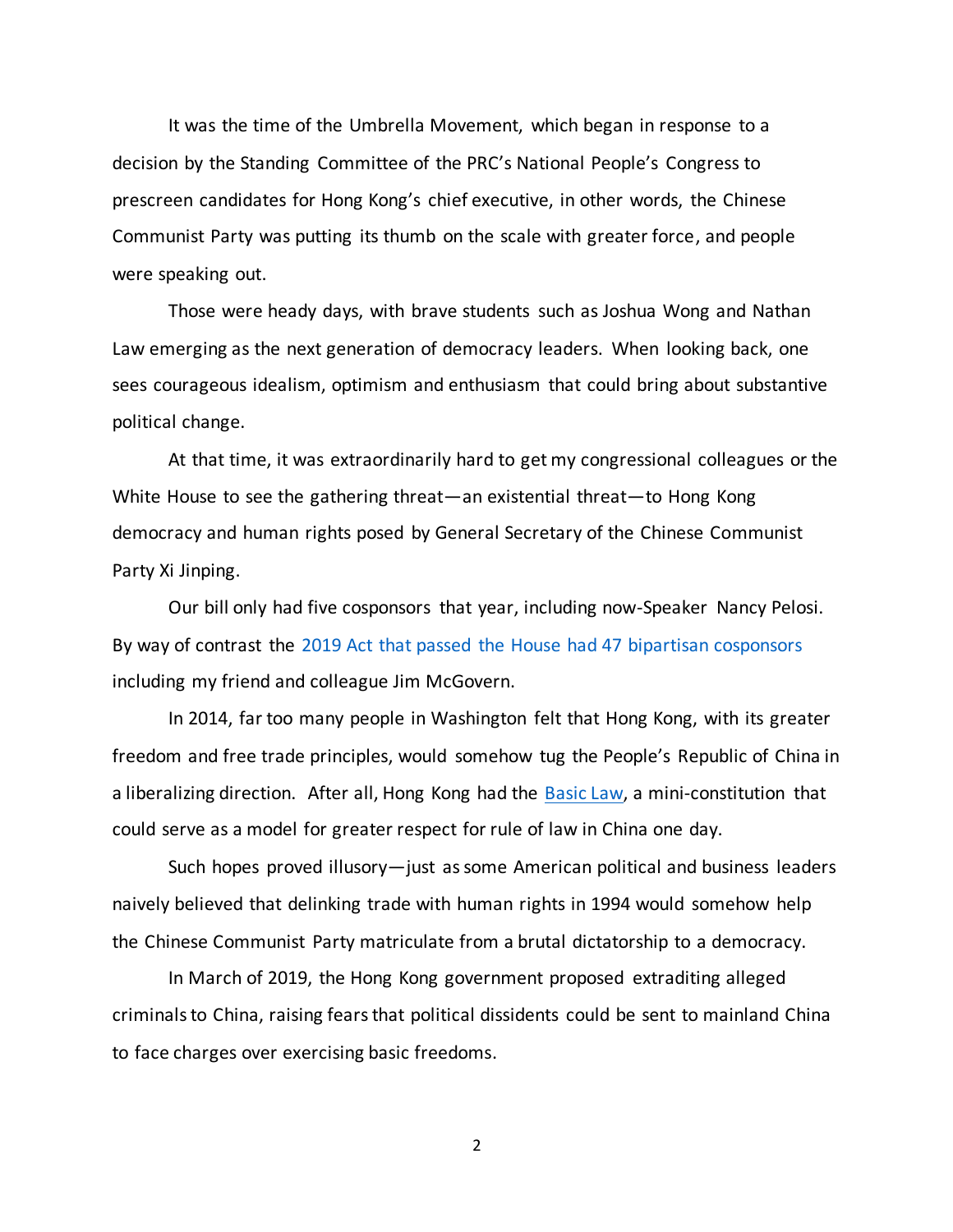It was the time of the Umbrella Movement, which began in response to a decision by the Standing Committee of the PRC's National People's Congress to prescreen candidates for Hong Kong's chief executive, in other words, the Chinese Communist Party was putting its thumb on the scale with greater force, and people were speaking out.

Those were heady days, with brave students such as Joshua Wong and Nathan Law emerging as the next generation of democracy leaders. When looking back, one sees courageous idealism, optimism and enthusiasm that could bring about substantive political change.

At that time, it was extraordinarily hard to get my congressional colleagues or the White House to see the gathering threat—an existential threat—to Hong Kong democracy and human rights posed by General Secretary of the Chinese Communist Party Xi Jinping.

Our bill only had five cosponsors that year, including now-Speaker Nancy Pelosi. By way of contrast the 2019 Act that passed the House had 47 bipartisan cosponsors including my friend and colleague Jim McGovern.

In 2014, far too many people in Washington felt that Hong Kong, with its greater freedom and free trade principles, would somehow tug the People's Republic of China in a liberalizing direction. After all, Hong Kong had the Basic Law, a mini-constitution that could serve as a model for greater respect for rule of law in China one day.

Such hopes proved illusory—just as some American political and business leaders naively believed that delinking trade with human rights in 1994 would somehow help the Chinese Communist Party matriculate from a brutal dictatorship to a democracy.

In March of 2019, the Hong Kong government proposed extraditing alleged criminals to China, raising fears that political dissidents could be sent to mainland China to face charges over exercising basic freedoms.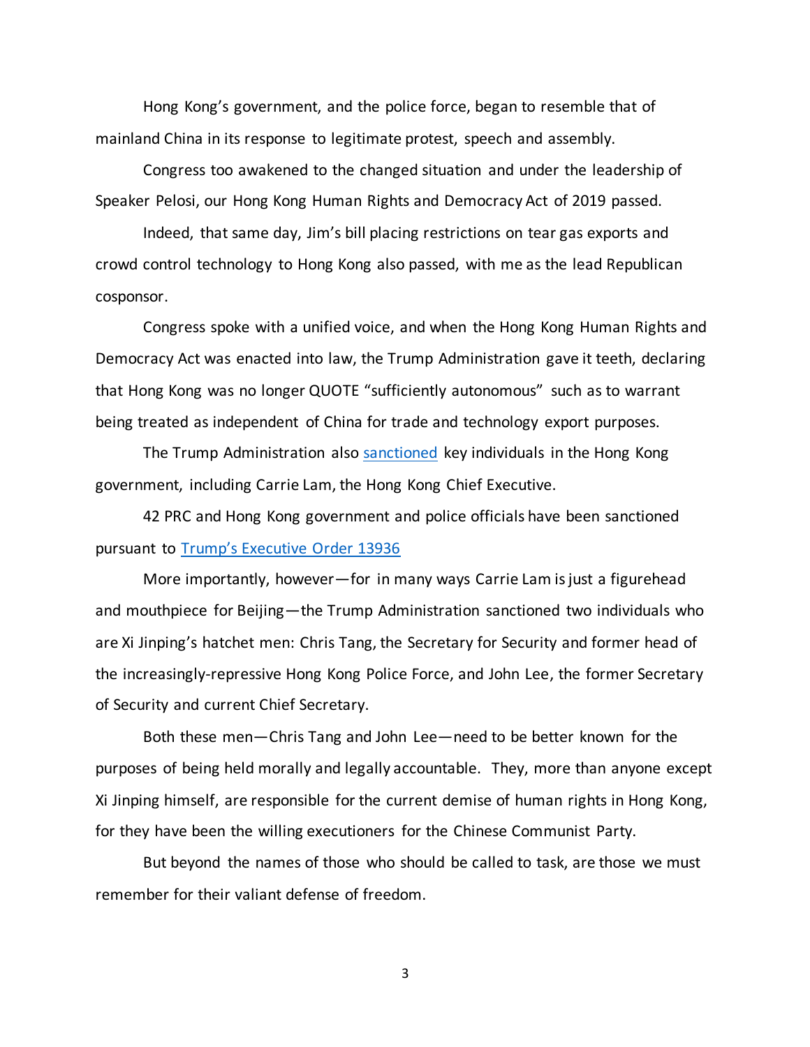Hong Kong's government, and the police force, began to resemble that of mainland China in its response to legitimate protest, speech and assembly.

Congress too awakened to the changed situation and under the leadership of Speaker Pelosi, our Hong Kong Human Rights and Democracy Act of 2019 passed.

Indeed, that same day, Jim's bill placing restrictions on tear gas exports and crowd control technology to Hong Kong also passed, with me as the lead Republican cosponsor.

Congress spoke with a unified voice, and when the Hong Kong Human Rights and Democracy Act was enacted into law, the Trump Administration gave it teeth, declaring that Hong Kong was no longer QUOTE "sufficiently autonomous" such as to warrant being treated as independent of China for trade and technology export purposes.

The Trump Administration also sanctioned key individuals in the Hong Kong government, including Carrie Lam, the Hong Kong Chief Executive.

42 PRC and Hong Kong government and police officials have been sanctioned pursuant to Trump's Executive Order 13936

More importantly, however—for in many ways Carrie Lam is just a figurehead and mouthpiece for Beijing—the Trump Administration sanctioned two individuals who are Xi Jinping's hatchet men: Chris Tang, the Secretary for Security and former head of the increasingly-repressive Hong Kong Police Force, and John Lee, the former Secretary of Security and current Chief Secretary.

Both these men—Chris Tang and John Lee—need to be better known for the purposes of being held morally and legally accountable. They, more than anyone except Xi Jinping himself, are responsible for the current demise of human rights in Hong Kong, for they have been the willing executioners for the Chinese Communist Party.

But beyond the names of those who should be called to task, are those we must remember for their valiant defense of freedom.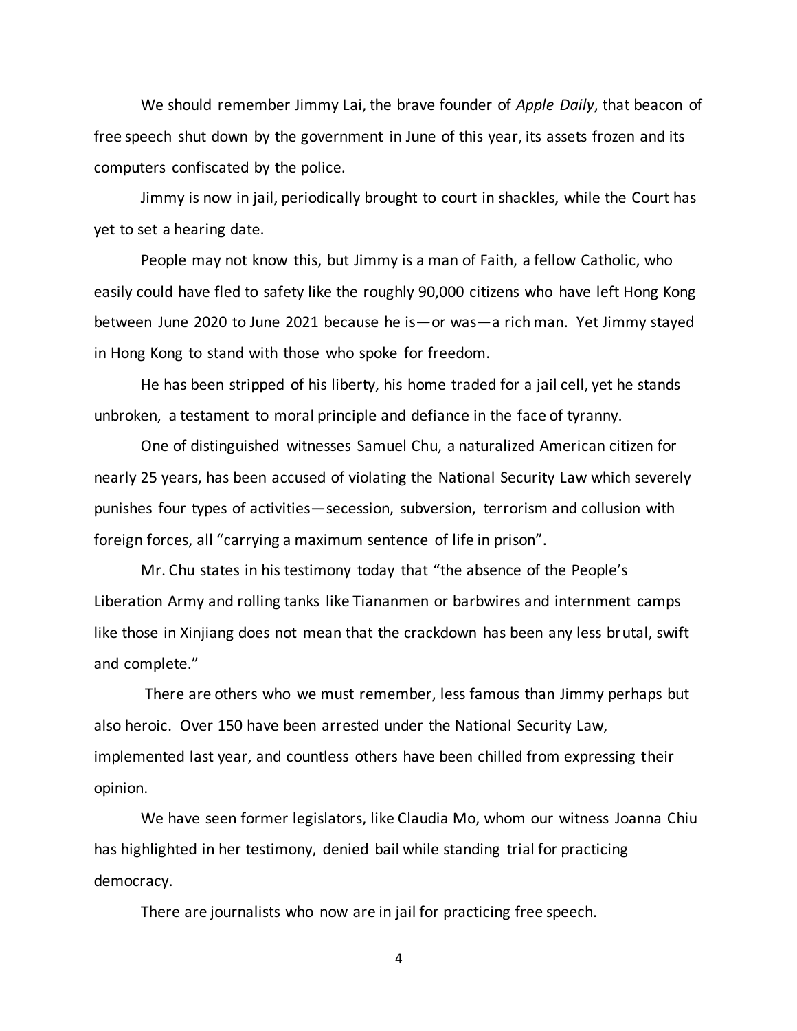We should remember Jimmy Lai, the brave founder of *Apple Daily*, that beacon of free speech shut down by the government in June of this year, its assets frozen and its computers confiscated by the police.

Jimmy is now in jail, periodically brought to court in shackles, while the Court has yet to set a hearing date.

People may not know this, but Jimmy is a man of Faith, a fellow Catholic, who easily could have fled to safety like the roughly 90,000 citizens who have left Hong Kong between June 2020 to June 2021 because he is—or was—a rich man. Yet Jimmy stayed in Hong Kong to stand with those who spoke for freedom.

He has been stripped of his liberty, his home traded for a jail cell, yet he stands unbroken, a testament to moral principle and defiance in the face of tyranny.

One of distinguished witnesses Samuel Chu, a naturalized American citizen for nearly 25 years, has been accused of violating the National Security Law which severely punishes four types of activities—secession, subversion, terrorism and collusion with foreign forces, all "carrying a maximum sentence of life in prison".

Mr. Chu states in his testimony today that "the absence of the People's Liberation Army and rolling tanks like Tiananmen or barbwires and internment camps like those in Xinjiang does not mean that the crackdown has been any less brutal, swift and complete."

There are others who we must remember, less famous than Jimmy perhaps but also heroic. Over 150 have been arrested under the National Security Law, implemented last year, and countless others have been chilled from expressing their opinion.

We have seen former legislators, like Claudia Mo, whom our witness Joanna Chiu has highlighted in her testimony, denied bail while standing trial for practicing democracy.

There are journalists who now are in jail for practicing free speech.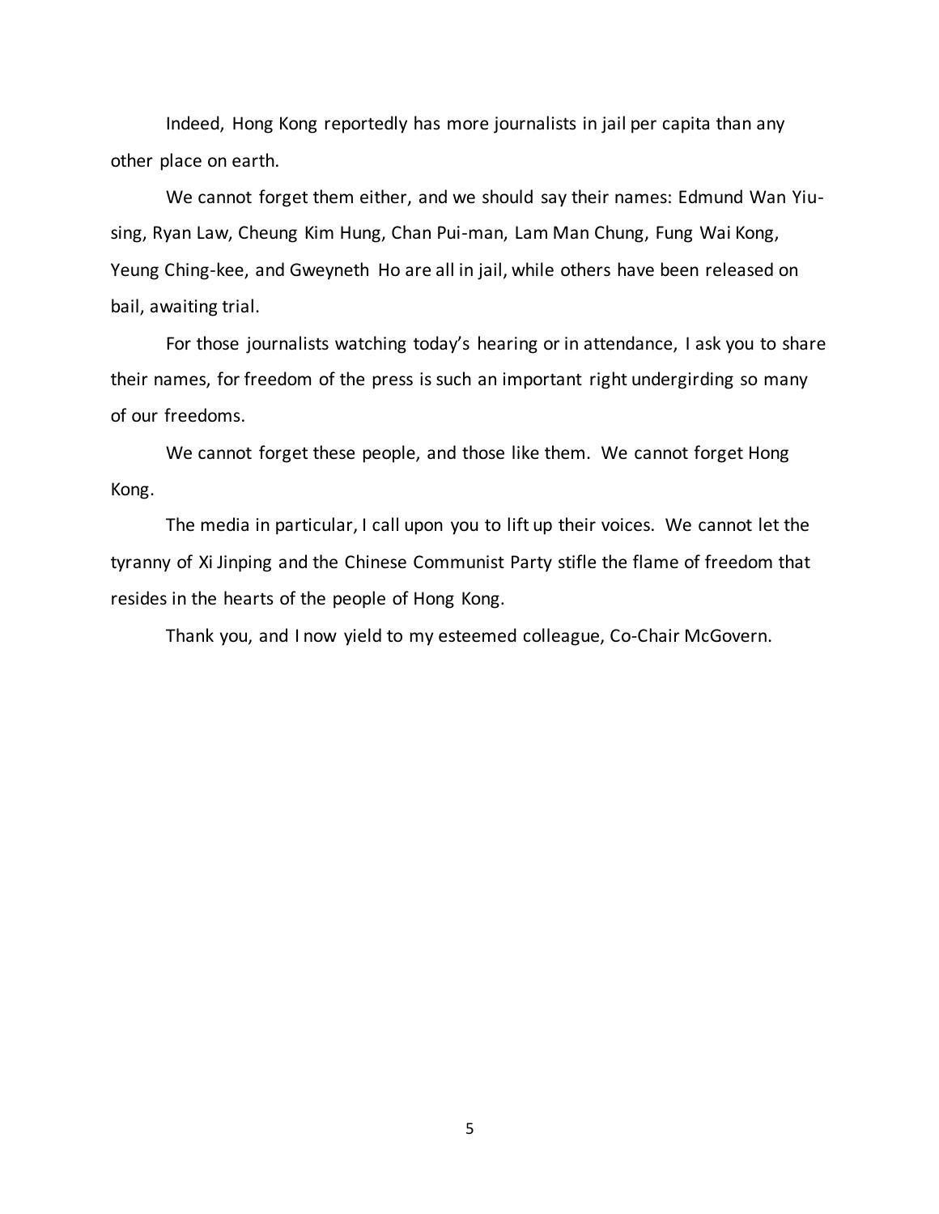Indeed, Hong Kong reportedly has more journalists in jail per capita than any other place on earth.

We cannot forget them either, and we should say their names: Edmund Wan Yiu-sing, Ryan Law, Cheung Kim Hung, Chan Pui-man, Lam Man Chung, Fung Wai Kong, Yeung Ching-kee, and Gweyneth Ho are all in jail, while others have been released on bail, awaiting trial.

For those journalists watching today's hearing or in attendance, I ask you to share their names, for freedom of the press is such an important right undergirding so many of our freedoms.

We cannot forget these people, and those like them. We cannot forget Hong Kong.

The media in particular, I call upon you to lift up their voices. We cannot let the tyranny of Xi Jinping and the Chinese Communist Party stifle the flame of freedom that resides in the hearts of the people of Hong Kong.

Thank you, and I now yield to my esteemed colleague, Co-Chair McGovern.